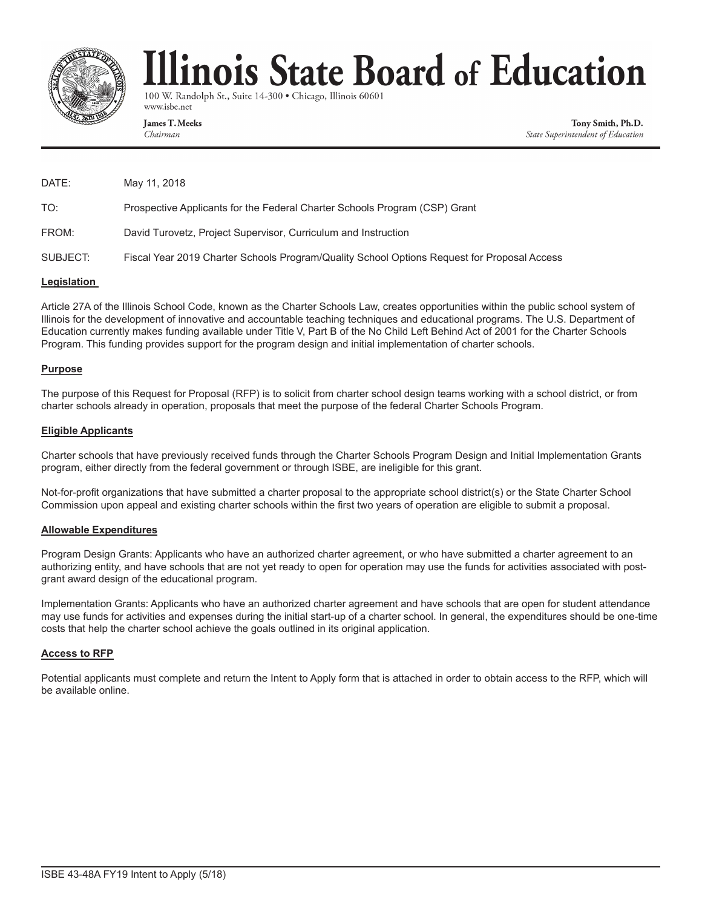# Illinois State Board of Education

100 W. Randolph St., Suite 14-300 • Chicago, Illinois 60601
www.isbe.net

**James T. Meeks**
*Chairman*

**Tony Smith, Ph.D.**
*State Superintendent of Education*

DATE: May 11, 2018

TO: Prospective Applicants for the Federal Charter Schools Program (CSP) Grant

FROM: David Turovetz, Project Supervisor, Curriculum and Instruction

SUBJECT: Fiscal Year 2019 Charter Schools Program/Quality School Options Request for Proposal Access

## Legislation

Article 27A of the Illinois School Code, known as the Charter Schools Law, creates opportunities within the public school system of Illinois for the development of innovative and accountable teaching techniques and educational programs. The U.S. Department of Education currently makes funding available under Title V, Part B of the No Child Left Behind Act of 2001 for the Charter Schools Program. This funding provides support for the program design and initial implementation of charter schools.

## Purpose

The purpose of this Request for Proposal (RFP) is to solicit from charter school design teams working with a school district, or from charter schools already in operation, proposals that meet the purpose of the federal Charter Schools Program.

## Eligible Applicants

Charter schools that have previously received funds through the Charter Schools Program Design and Initial Implementation Grants program, either directly from the federal government or through ISBE, are ineligible for this grant.

Not-for-profit organizations that have submitted a charter proposal to the appropriate school district(s) or the State Charter School Commission upon appeal and existing charter schools within the first two years of operation are eligible to submit a proposal.

## Allowable Expenditures

Program Design Grants: Applicants who have an authorized charter agreement, or who have submitted a charter agreement to an authorizing entity, and have schools that are not yet ready to open for operation may use the funds for activities associated with post-grant award design of the educational program.

Implementation Grants: Applicants who have an authorized charter agreement and have schools that are open for student attendance may use funds for activities and expenses during the initial start-up of a charter school. In general, the expenditures should be one-time costs that help the charter school achieve the goals outlined in its original application.

## Access to RFP

Potential applicants must complete and return the Intent to Apply form that is attached in order to obtain access to the RFP, which will be available online.

ISBE 43-48A FY19 Intent to Apply (5/18)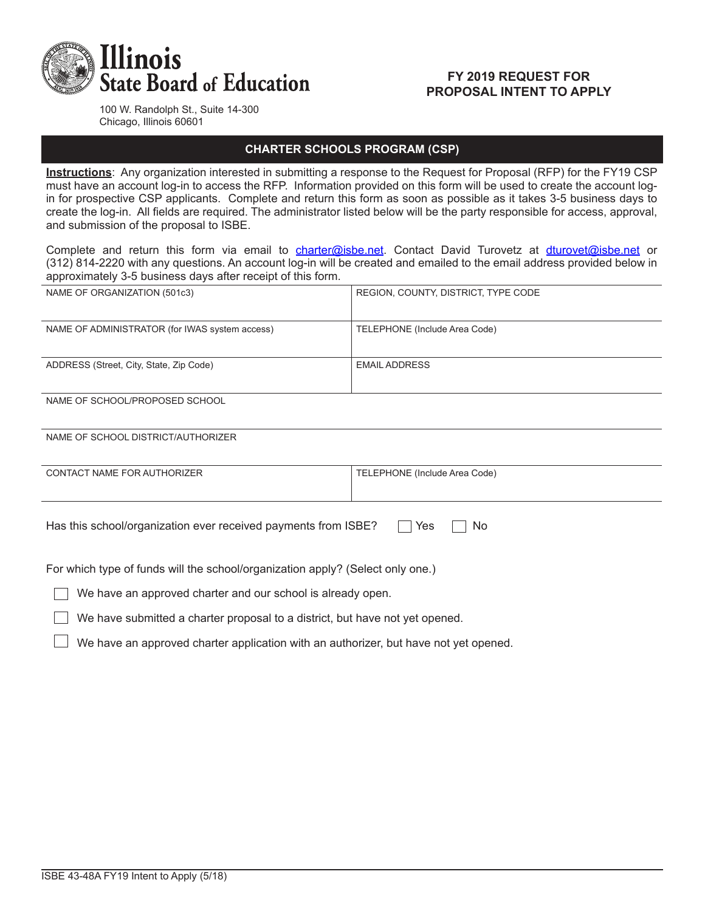**Illinois State Board of Education**

100 W. Randolph St., Suite 14-300
Chicago, Illinois 60601

**FY 2019 REQUEST FOR PROPOSAL INTENT TO APPLY**

## CHARTER SCHOOLS PROGRAM (CSP)

**Instructions**: Any organization interested in submitting a response to the Request for Proposal (RFP) for the FY19 CSP must have an account log-in to access the RFP. Information provided on this form will be used to create the account log-in for prospective CSP applicants. Complete and return this form as soon as possible as it takes 3-5 business days to create the log-in. All fields are required. The administrator listed below will be the party responsible for access, approval, and submission of the proposal to ISBE.

Complete and return this form via email to charter@isbe.net. Contact David Turovetz at dturovet@isbe.net or (312) 814-2220 with any questions. An account log-in will be created and emailed to the email address provided below in approximately 3-5 business days after receipt of this form.

| | |
|---|---|
| NAME OF ORGANIZATION (501c3) | REGION, COUNTY, DISTRICT, TYPE CODE |
| NAME OF ADMINISTRATOR (for IWAS system access) | TELEPHONE (Include Area Code) |
| ADDRESS (Street, City, State, Zip Code) | EMAIL ADDRESS |
| NAME OF SCHOOL/PROPOSED SCHOOL | |
| NAME OF SCHOOL DISTRICT/AUTHORIZER | |
| CONTACT NAME FOR AUTHORIZER | TELEPHONE (Include Area Code) |

Has this school/organization ever received payments from ISBE? ☐ Yes ☐ No

For which type of funds will the school/organization apply? (Select only one.)

☐ We have an approved charter and our school is already open.

☐ We have submitted a charter proposal to a district, but have not yet opened.

☐ We have an approved charter application with an authorizer, but have not yet opened.

ISBE 43-48A FY19 Intent to Apply (5/18)